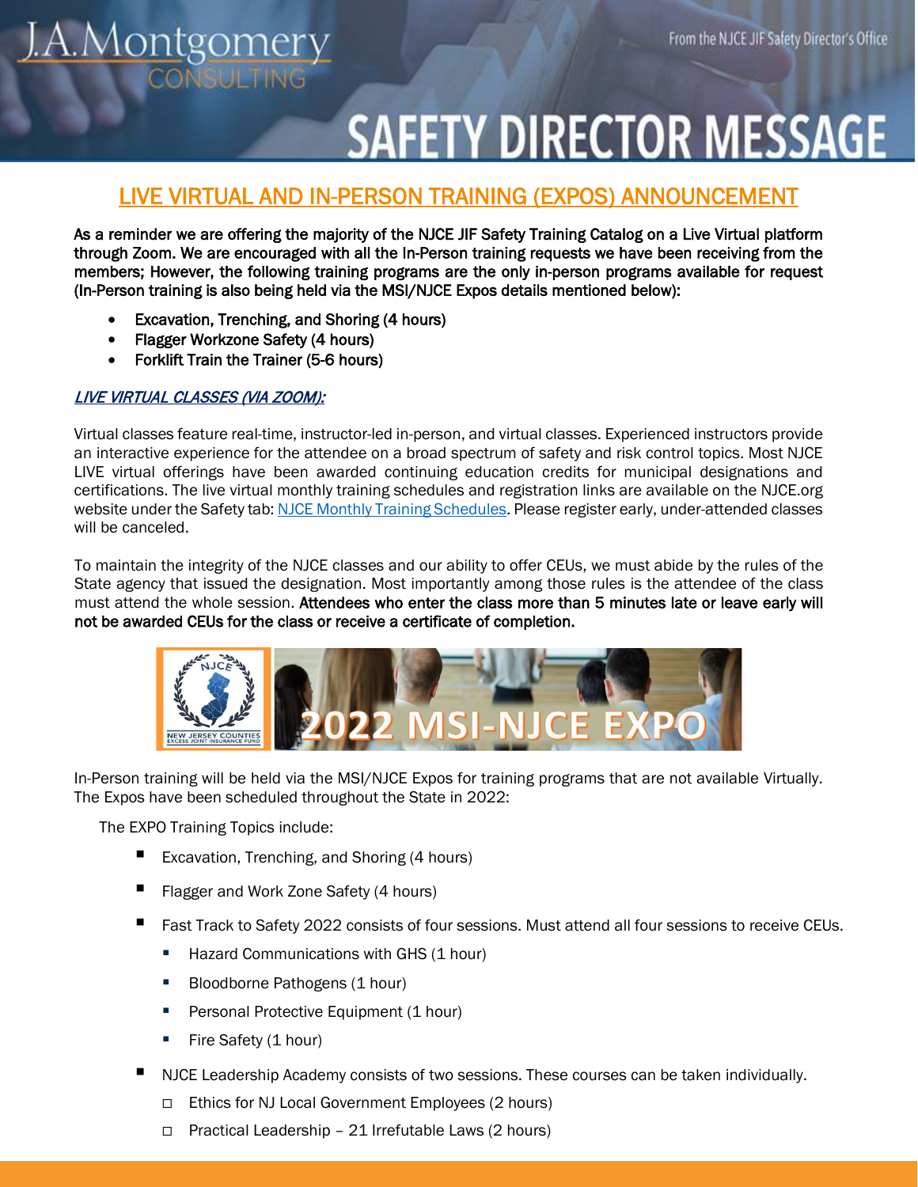# SAFETY DIRECTOR MESSAGE

From the NJCE JIF Safety Director's Office

## LIVE VIRTUAL AND IN-PERSON TRAINING (EXPOS) ANNOUNCEMENT

**As a reminder we are offering the majority of the NJCE JIF Safety Training Catalog on a Live Virtual platform through Zoom. We are encouraged with all the In-Person training requests we have been receiving from the members; However, the following training programs are the only in-person programs available for request (In-Person training is also being held via the MSI/NJCE Expos details mentioned below):**

- Excavation, Trenching, and Shoring (4 hours)
- Flagger Workzone Safety (4 hours)
- Forklift Train the Trainer (5-6 hours)

### *LIVE VIRTUAL CLASSES (VIA ZOOM):*

Virtual classes feature real-time, instructor-led in-person, and virtual classes. Experienced instructors provide an interactive experience for the attendee on a broad spectrum of safety and risk control topics. Most NJCE LIVE virtual offerings have been awarded continuing education credits for municipal designations and certifications. The live virtual monthly training schedules and registration links are available on the NJCE.org website under the Safety tab: NJCE Monthly Training Schedules. Please register early, under-attended classes will be canceled.

To maintain the integrity of the NJCE classes and our ability to offer CEUs, we must abide by the rules of the State agency that issued the designation. Most importantly among those rules is the attendee of the class must attend the whole session. **Attendees who enter the class more than 5 minutes late or leave early will not be awarded CEUs for the class or receive a certificate of completion.**

2022 MSI-NJCE EXPO

In-Person training will be held via the MSI/NJCE Expos for training programs that are not available Virtually. The Expos have been scheduled throughout the State in 2022:

The EXPO Training Topics include:

- Excavation, Trenching, and Shoring (4 hours)
- Flagger and Work Zone Safety (4 hours)
- Fast Track to Safety 2022 consists of four sessions. Must attend all four sessions to receive CEUs.
  - Hazard Communications with GHS (1 hour)
  - Bloodborne Pathogens (1 hour)
  - Personal Protective Equipment (1 hour)
  - Fire Safety (1 hour)
- NJCE Leadership Academy consists of two sessions. These courses can be taken individually.
  - Ethics for NJ Local Government Employees (2 hours)
  - Practical Leadership – 21 Irrefutable Laws (2 hours)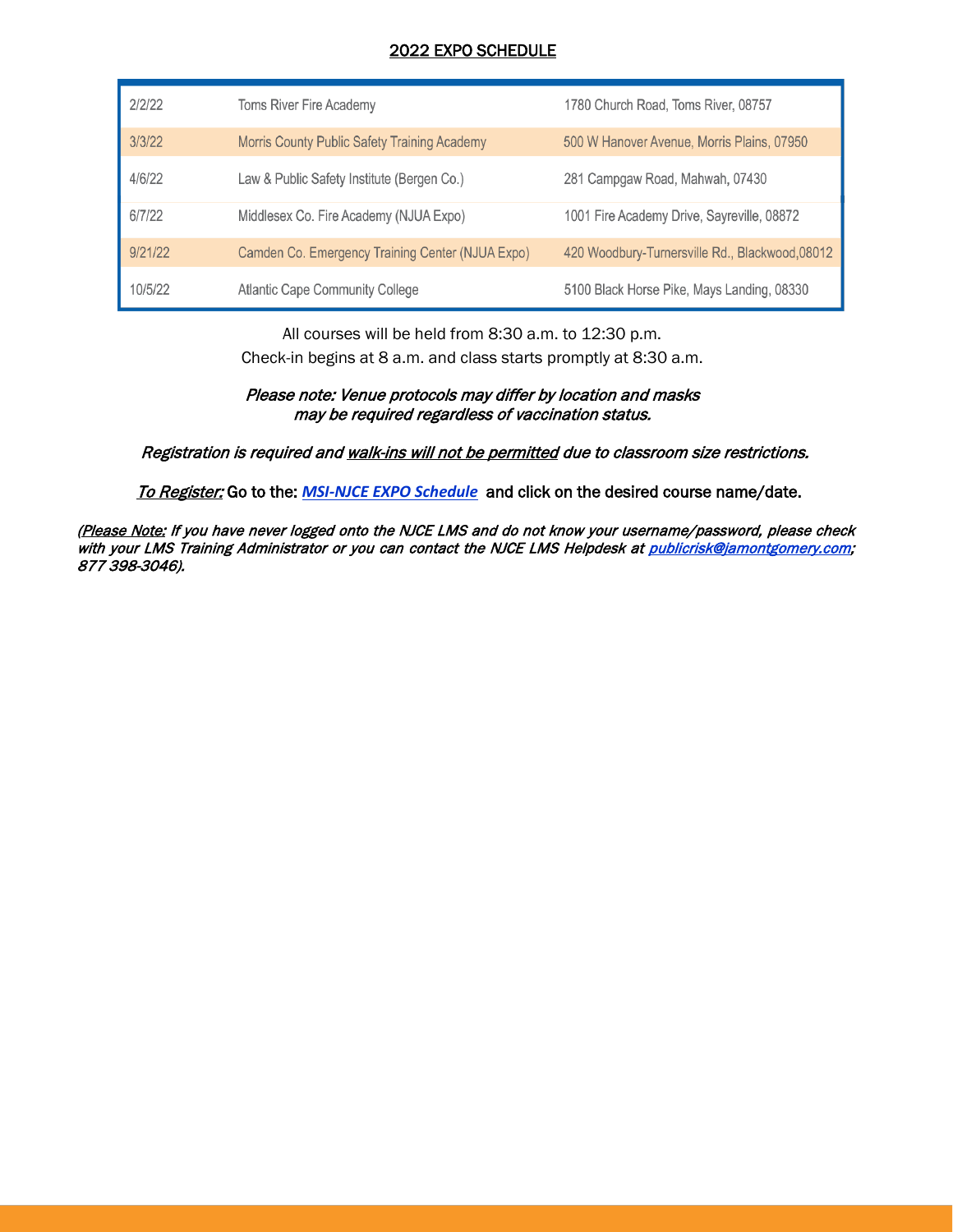## 2022 EXPO SCHEDULE

| | | |
|---|---|---|
| 2/2/22 | Toms River Fire Academy | 1780 Church Road, Toms River, 08757 |
| 3/3/22 | Morris County Public Safety Training Academy | 500 W Hanover Avenue, Morris Plains, 07950 |
| 4/6/22 | Law & Public Safety Institute (Bergen Co.) | 281 Campgaw Road, Mahwah, 07430 |
| 6/7/22 | Middlesex Co. Fire Academy (NJUA Expo) | 1001 Fire Academy Drive, Sayreville, 08872 |
| 9/21/22 | Camden Co. Emergency Training Center (NJUA Expo) | 420 Woodbury-Turnersville Rd., Blackwood,08012 |
| 10/5/22 | Atlantic Cape Community College | 5100 Black Horse Pike, Mays Landing, 08330 |

All courses will be held from 8:30 a.m. to 12:30 p.m.
Check-in begins at 8 a.m. and class starts promptly at 8:30 a.m.

*Please note: Venue protocols may differ by location and masks may be required regardless of vaccination status.*

*Registration is required and walk-ins will not be permitted due to classroom size restrictions.*

*To Register:* **Go to the: *MSI-NJCE EXPO Schedule* and click on the desired course name/date.**

*(Please Note: If you have never logged onto the NJCE LMS and do not know your username/password, please check with your LMS Training Administrator or you can contact the NJCE LMS Helpdesk at publicrisk@jamontgomery.com; 877 398-3046).*